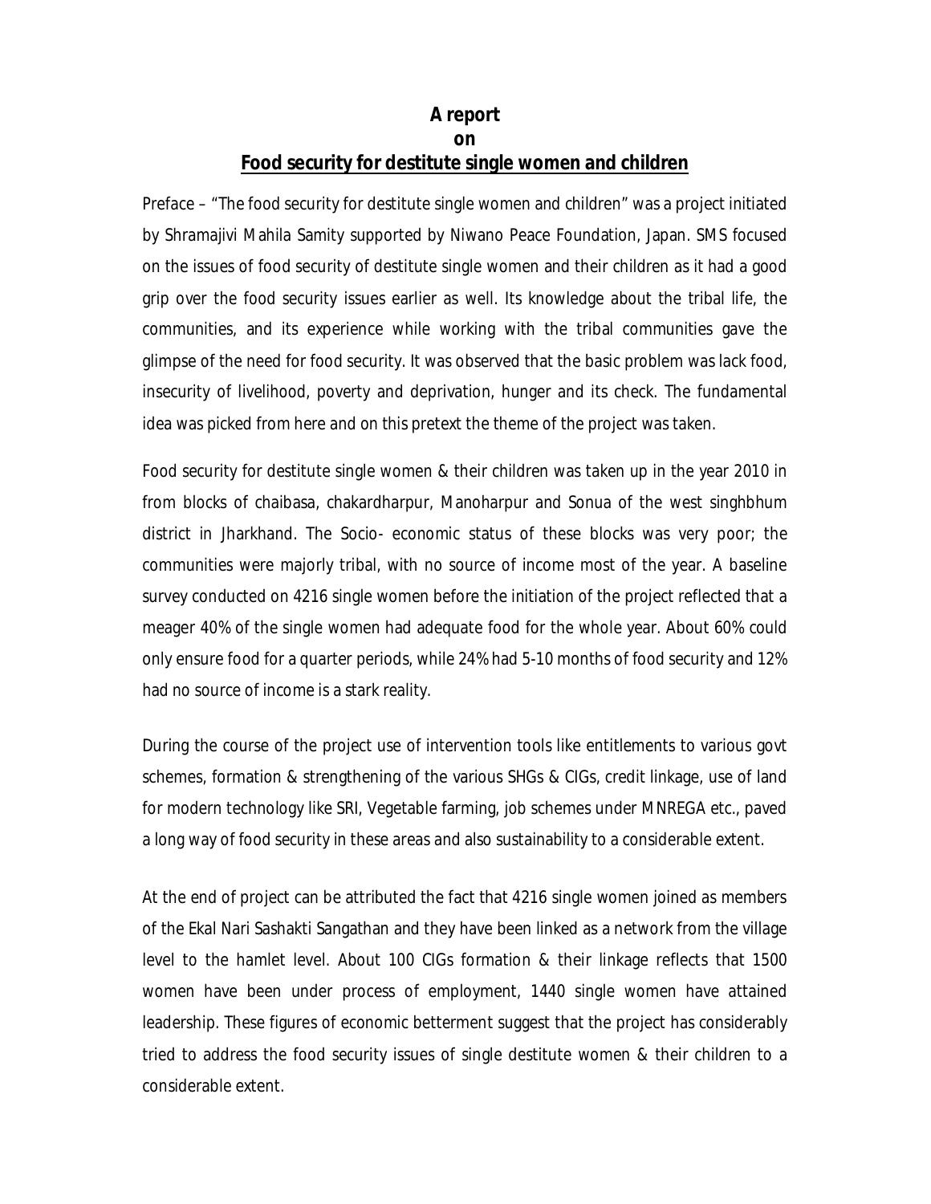# A report
# on
# Food security for destitute single women and children

Preface – "The food security for destitute single women and children" was a project initiated by Shramajivi Mahila Samity supported by Niwano Peace Foundation, Japan. SMS focused on the issues of food security of destitute single women and their children as it had a good grip over the food security issues earlier as well. Its knowledge about the tribal life, the communities, and its experience while working with the tribal communities gave the glimpse of the need for food security. It was observed that the basic problem was lack food, insecurity of livelihood, poverty and deprivation, hunger and its check. The fundamental idea was picked from here and on this pretext the theme of the project was taken.

Food security for destitute single women & their children was taken up in the year 2010 in from blocks of chaibasa, chakardharpur, Manoharpur and Sonua of the west singhbhum district in Jharkhand. The Socio- economic status of these blocks was very poor; the communities were majorly tribal, with no source of income most of the year. A baseline survey conducted on 4216 single women before the initiation of the project reflected that a meager 40% of the single women had adequate food for the whole year. About 60% could only ensure food for a quarter periods, while 24% had 5-10 months of food security and 12% had no source of income is a stark reality.

During the course of the project use of intervention tools like entitlements to various govt schemes, formation & strengthening of the various SHGs & CIGs, credit linkage, use of land for modern technology like SRI, Vegetable farming, job schemes under MNREGA etc., paved a long way of food security in these areas and also sustainability to a considerable extent.

At the end of project can be attributed the fact that 4216 single women joined as members of the Ekal Nari Sashakti Sangathan and they have been linked as a network from the village level to the hamlet level. About 100 CIGs formation & their linkage reflects that 1500 women have been under process of employment, 1440 single women have attained leadership. These figures of economic betterment suggest that the project has considerably tried to address the food security issues of single destitute women & their children to a considerable extent.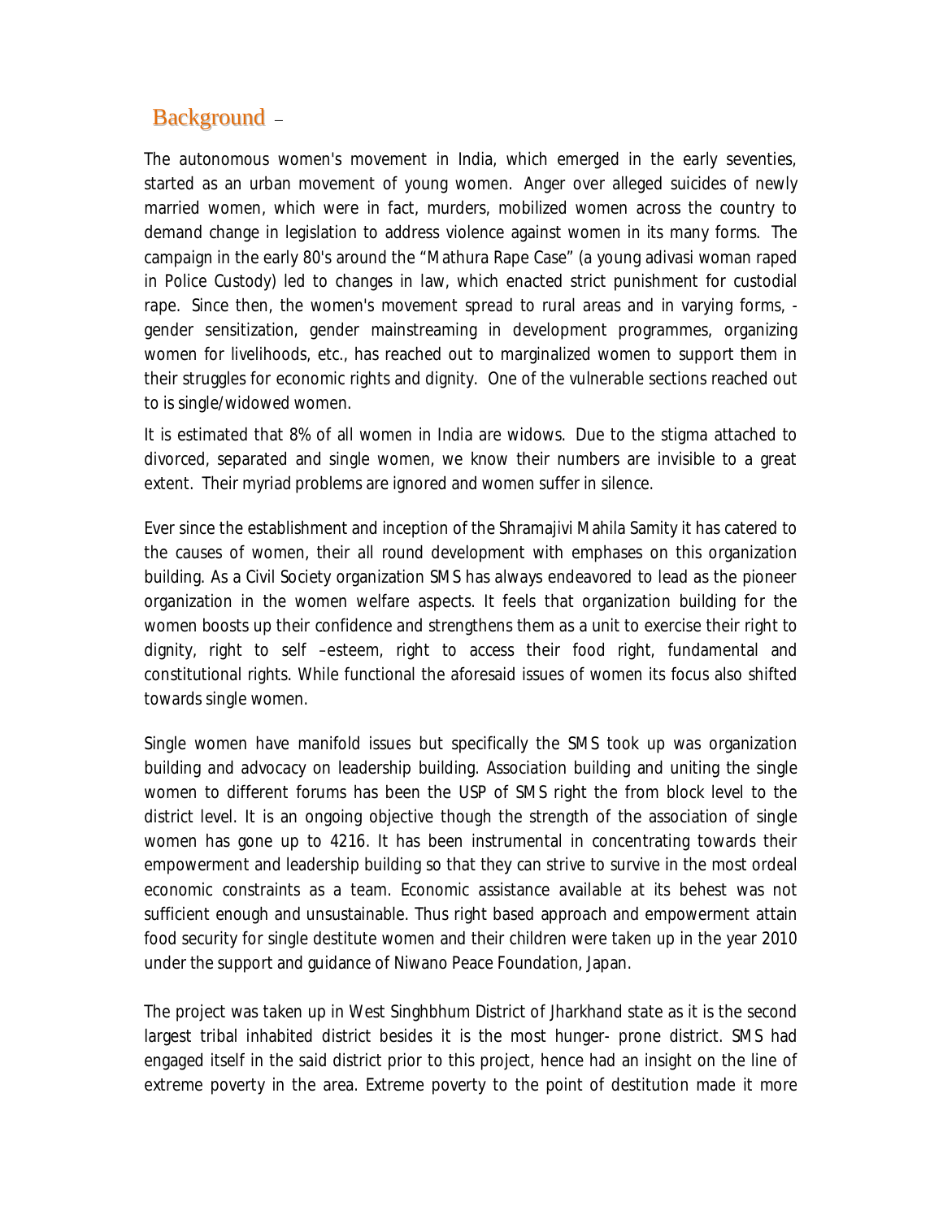## Background –

The autonomous women's movement in India, which emerged in the early seventies, started as an urban movement of young women. Anger over alleged suicides of newly married women, which were in fact, murders, mobilized women across the country to demand change in legislation to address violence against women in its many forms. The campaign in the early 80's around the "Mathura Rape Case" (a young adivasi woman raped in Police Custody) led to changes in law, which enacted strict punishment for custodial rape. Since then, the women's movement spread to rural areas and in varying forms, - gender sensitization, gender mainstreaming in development programmes, organizing women for livelihoods, etc., has reached out to marginalized women to support them in their struggles for economic rights and dignity. One of the vulnerable sections reached out to is single/widowed women.

It is estimated that 8% of all women in India are widows. Due to the stigma attached to divorced, separated and single women, we know their numbers are invisible to a great extent. Their myriad problems are ignored and women suffer in silence.

Ever since the establishment and inception of the Shramajivi Mahila Samity it has catered to the causes of women, their all round development with emphases on this organization building. As a Civil Society organization SMS has always endeavored to lead as the pioneer organization in the women welfare aspects. It feels that organization building for the women boosts up their confidence and strengthens them as a unit to exercise their right to dignity, right to self –esteem, right to access their food right, fundamental and constitutional rights. While functional the aforesaid issues of women its focus also shifted towards single women.

Single women have manifold issues but specifically the SMS took up was organization building and advocacy on leadership building. Association building and uniting the single women to different forums has been the USP of SMS right the from block level to the district level. It is an ongoing objective though the strength of the association of single women has gone up to 4216. It has been instrumental in concentrating towards their empowerment and leadership building so that they can strive to survive in the most ordeal economic constraints as a team. Economic assistance available at its behest was not sufficient enough and unsustainable. Thus right based approach and empowerment attain food security for single destitute women and their children were taken up in the year 2010 under the support and guidance of Niwano Peace Foundation, Japan.

The project was taken up in West Singhbhum District of Jharkhand state as it is the second largest tribal inhabited district besides it is the most hunger- prone district. SMS had engaged itself in the said district prior to this project, hence had an insight on the line of extreme poverty in the area. Extreme poverty to the point of destitution made it more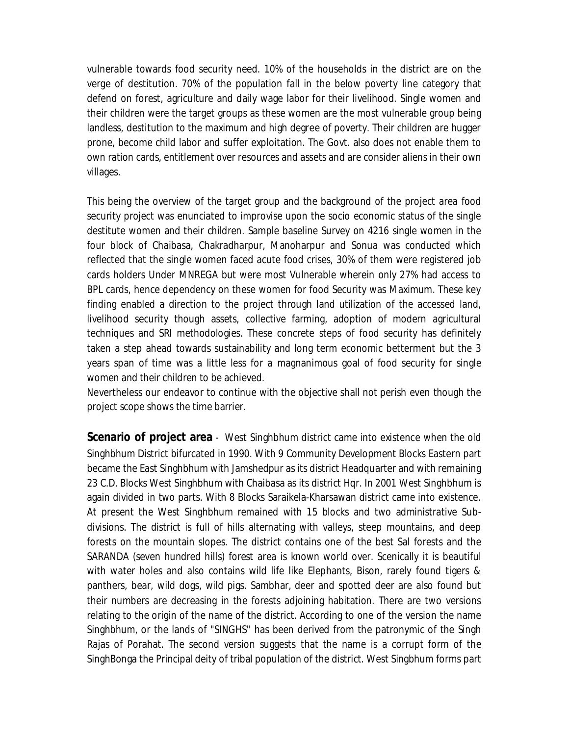vulnerable towards food security need. 10% of the households in the district are on the verge of destitution. 70% of the population fall in the below poverty line category that defend on forest, agriculture and daily wage labor for their livelihood. Single women and their children were the target groups as these women are the most vulnerable group being landless, destitution to the maximum and high degree of poverty. Their children are hugger prone, become child labor and suffer exploitation. The Govt. also does not enable them to own ration cards, entitlement over resources and assets and are consider aliens in their own villages.

This being the overview of the target group and the background of the project area food security project was enunciated to improvise upon the socio economic status of the single destitute women and their children. Sample baseline Survey on 4216 single women in the four block of Chaibasa, Chakradharpur, Manoharpur and Sonua was conducted which reflected that the single women faced acute food crises, 30% of them were registered job cards holders Under MNREGA but were most Vulnerable wherein only 27% had access to BPL cards, hence dependency on these women for food Security was Maximum. These key finding enabled a direction to the project through land utilization of the accessed land, livelihood security though assets, collective farming, adoption of modern agricultural techniques and SRI methodologies. These concrete steps of food security has definitely taken a step ahead towards sustainability and long term economic betterment but the 3 years span of time was a little less for a magnanimous goal of food security for single women and their children to be achieved.

Nevertheless our endeavor to continue with the objective shall not perish even though the project scope shows the time barrier.

**Scenario of project area** - West Singhbhum district came into existence when the old Singhbhum District bifurcated in 1990. With 9 Community Development Blocks Eastern part became the East Singhbhum with Jamshedpur as its district Headquarter and with remaining 23 C.D. Blocks West Singhbhum with Chaibasa as its district Hqr. In 2001 West Singhbhum is again divided in two parts. With 8 Blocks Saraikela-Kharsawan district came into existence. At present the West Singhbhum remained with 15 blocks and two administrative Sub-divisions. The district is full of hills alternating with valleys, steep mountains, and deep forests on the mountain slopes. The district contains one of the best Sal forests and the SARANDA (seven hundred hills) forest area is known world over. Scenically it is beautiful with water holes and also contains wild life like Elephants, Bison, rarely found tigers & panthers, bear, wild dogs, wild pigs. Sambhar, deer and spotted deer are also found but their numbers are decreasing in the forests adjoining habitation. There are two versions relating to the origin of the name of the district. According to one of the version the name Singhbhum, or the lands of "SINGHS" has been derived from the patronymic of the Singh Rajas of Porahat. The second version suggests that the name is a corrupt form of the SinghBonga the Principal deity of tribal population of the district. West Singbhum forms part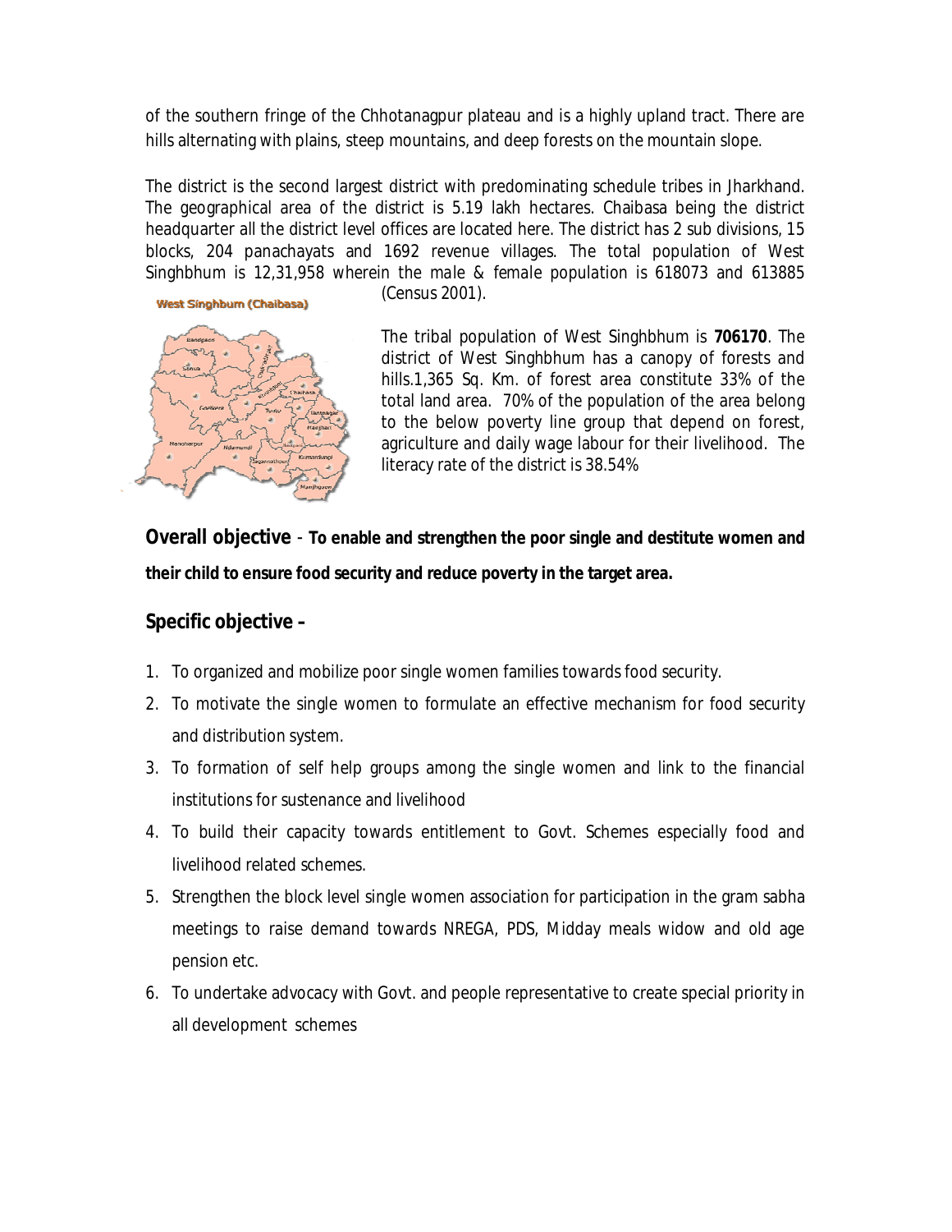of the southern fringe of the Chhotanagpur plateau and is a highly upland tract. There are hills alternating with plains, steep mountains, and deep forests on the mountain slope.

The district is the second largest district with predominating schedule tribes in Jharkhand. The geographical area of the district is 5.19 lakh hectares. Chaibasa being the district headquarter all the district level offices are located here. The district has 2 sub divisions, 15 blocks, 204 panachayats and 1692 revenue villages. The total population of West Singhbhum is 12,31,958 wherein the male & female population is 618073 and 613885 (Census 2001).

The tribal population of West Singhbhum is **706170**. The district of West Singhbhum has a canopy of forests and hills.1,365 Sq. Km. of forest area constitute 33% of the total land area. 70% of the population of the area belong to the below poverty line group that depend on forest, agriculture and daily wage labour for their livelihood. The literacy rate of the district is 38.54%

**Overall objective** - **To enable and strengthen the poor single and destitute women and their child to ensure food security and reduce poverty in the target area.**

## Specific objective –

1. To organized and mobilize poor single women families towards food security.
2. To motivate the single women to formulate an effective mechanism for food security and distribution system.
3. To formation of self help groups among the single women and link to the financial institutions for sustenance and livelihood
4. To build their capacity towards entitlement to Govt. Schemes especially food and livelihood related schemes.
5. Strengthen the block level single women association for participation in the gram sabha meetings to raise demand towards NREGA, PDS, Midday meals widow and old age pension etc.
6. To undertake advocacy with Govt. and people representative to create special priority in all development schemes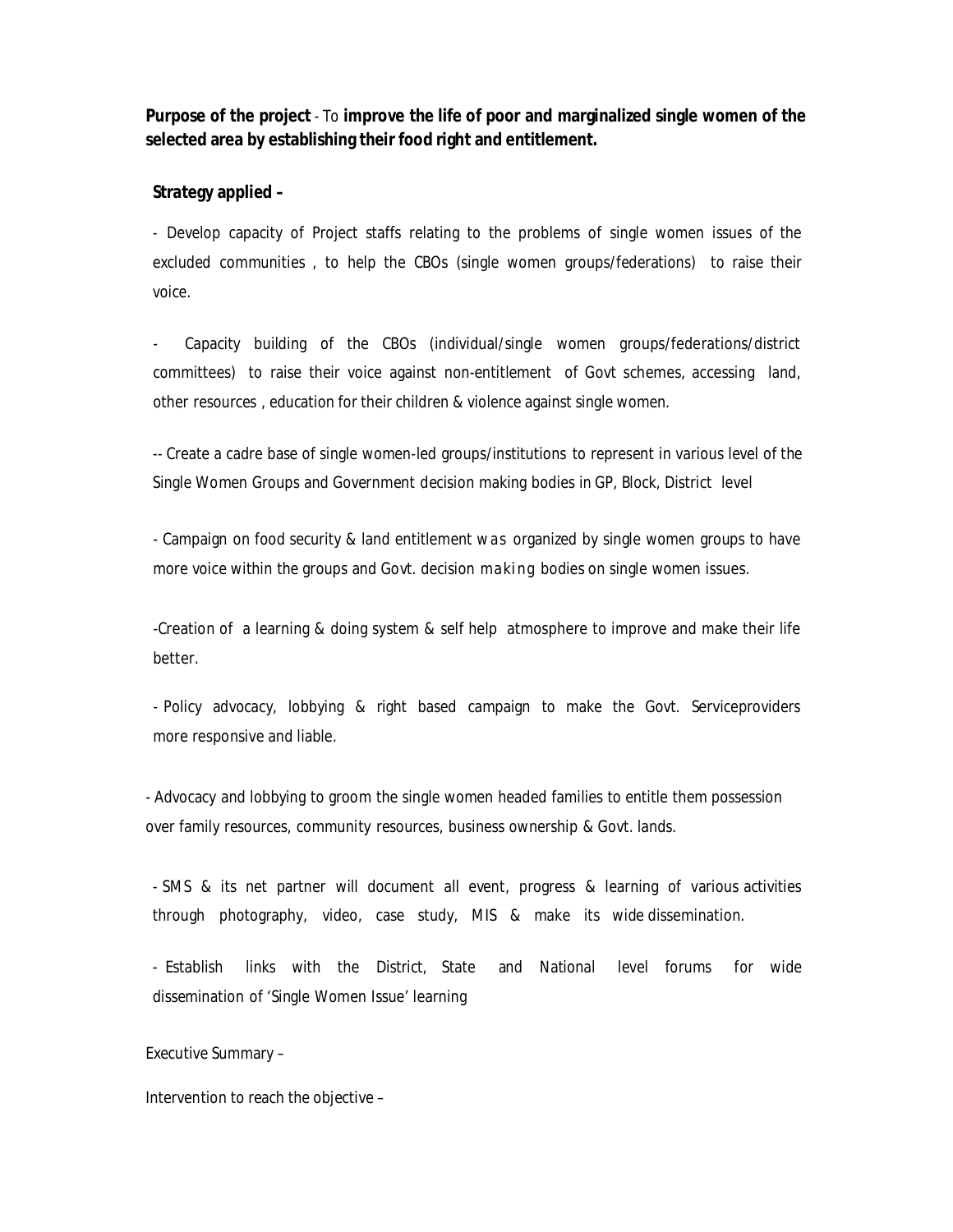**Purpose of the project** - To **improve the life of poor and marginalized single women of the selected area by establishing their food right and entitlement.**

**Strategy applied –**

- Develop capacity of Project staffs relating to the problems of single women issues of the excluded communities , to help the CBOs (single women groups/federations) to raise their voice.

- Capacity building of the CBOs (individual/single women groups/federations/district committees) to raise their voice against non-entitlement of Govt schemes, accessing land, other resources , education for their children & violence against single women.

-- Create a cadre base of single women-led groups/institutions to represent in various level of the Single Women Groups and Government decision making bodies in GP, Block, District level

- Campaign on food security & land entitlement was organized by single women groups to have more voice within the groups and Govt. decision making bodies on single women issues.

-Creation of a learning & doing system & self help atmosphere to improve and make their life better.

- Policy advocacy, lobbying & right based campaign to make the Govt. Serviceproviders more responsive and liable.

- Advocacy and lobbying to groom the single women headed families to entitle them possession over family resources, community resources, business ownership & Govt. lands.

- SMS & its net partner will document all event, progress & learning of various activities through photography, video, case study, MIS & make its wide dissemination.

- Establish links with the District, State and National level forums for wide dissemination of 'Single Women Issue' learning

Executive Summary –

Intervention to reach the objective –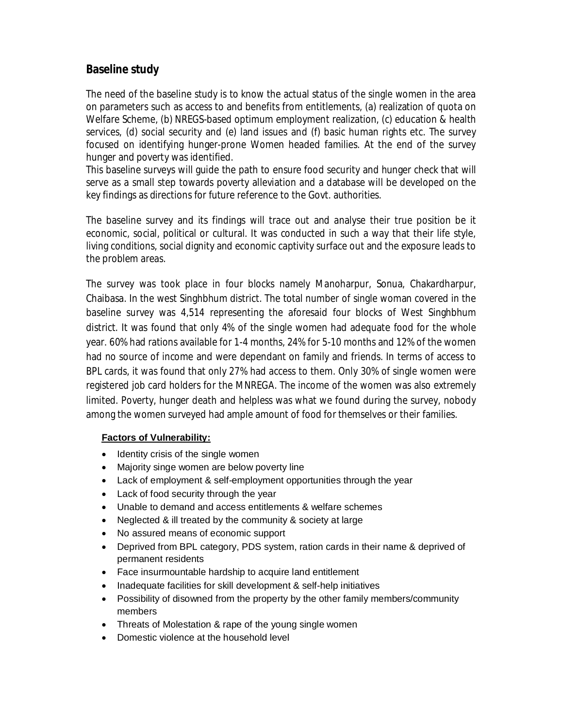## Baseline study

The need of the baseline study is to know the actual status of the single women in the area on parameters such as access to and benefits from entitlements, (a) realization of quota on Welfare Scheme, (b) NREGS-based optimum employment realization, (c) education & health services, (d) social security and (e) land issues and (f) basic human rights etc. The survey focused on identifying hunger-prone Women headed families. At the end of the survey hunger and poverty was identified.
This baseline surveys will guide the path to ensure food security and hunger check that will serve as a small step towards poverty alleviation and a database will be developed on the key findings as directions for future reference to the Govt. authorities.

The baseline survey and its findings will trace out and analyse their true position be it economic, social, political or cultural. It was conducted in such a way that their life style, living conditions, social dignity and economic captivity surface out and the exposure leads to the problem areas.

The survey was took place in four blocks namely Manoharpur, Sonua, Chakardharpur, Chaibasa. In the west Singhbhum district. The total number of single woman covered in the baseline survey was 4,514 representing the aforesaid four blocks of West Singhbhum district. It was found that only 4% of the single women had adequate food for the whole year. 60% had rations available for 1-4 months, 24% for 5-10 months and 12% of the women had no source of income and were dependant on family and friends. In terms of access to BPL cards, it was found that only 27% had access to them. Only 30% of single women were registered job card holders for the MNREGA. The income of the women was also extremely limited. Poverty, hunger death and helpless was what we found during the survey, nobody among the women surveyed had ample amount of food for themselves or their families.

**Factors of Vulnerability:**

- Identity crisis of the single women
- Majority singe women are below poverty line
- Lack of employment & self-employment opportunities through the year
- Lack of food security through the year
- Unable to demand and access entitlements & welfare schemes
- Neglected & ill treated by the community & society at large
- No assured means of economic support
- Deprived from BPL category, PDS system, ration cards in their name & deprived of permanent residents
- Face insurmountable hardship to acquire land entitlement
- Inadequate facilities for skill development & self-help initiatives
- Possibility of disowned from the property by the other family members/community members
- Threats of Molestation & rape of the young single women
- Domestic violence at the household level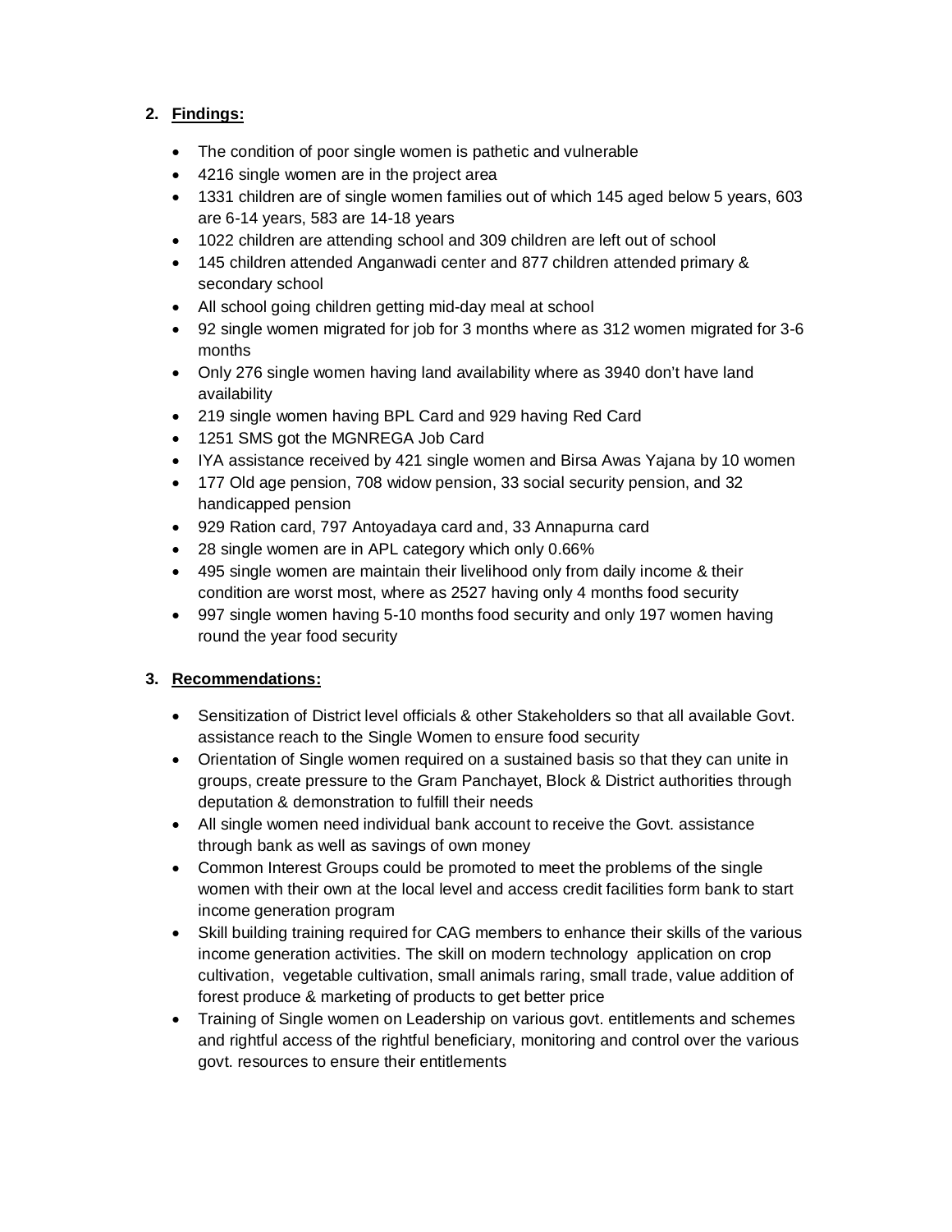## 2. Findings:

- The condition of poor single women is pathetic and vulnerable
- 4216 single women are in the project area
- 1331 children are of single women families out of which 145 aged below 5 years, 603 are 6-14 years, 583 are 14-18 years
- 1022 children are attending school and 309 children are left out of school
- 145 children attended Anganwadi center and 877 children attended primary & secondary school
- All school going children getting mid-day meal at school
- 92 single women migrated for job for 3 months where as 312 women migrated for 3-6 months
- Only 276 single women having land availability where as 3940 don't have land availability
- 219 single women having BPL Card and 929 having Red Card
- 1251 SMS got the MGNREGA Job Card
- IYA assistance received by 421 single women and Birsa Awas Yajana by 10 women
- 177 Old age pension, 708 widow pension, 33 social security pension, and 32 handicapped pension
- 929 Ration card, 797 Antoyadaya card and, 33 Annapurna card
- 28 single women are in APL category which only 0.66%
- 495 single women are maintain their livelihood only from daily income & their condition are worst most, where as 2527 having only 4 months food security
- 997 single women having 5-10 months food security and only 197 women having round the year food security

## 3. Recommendations:

- Sensitization of District level officials & other Stakeholders so that all available Govt. assistance reach to the Single Women to ensure food security
- Orientation of Single women required on a sustained basis so that they can unite in groups, create pressure to the Gram Panchayet, Block & District authorities through deputation & demonstration to fulfill their needs
- All single women need individual bank account to receive the Govt. assistance through bank as well as savings of own money
- Common Interest Groups could be promoted to meet the problems of the single women with their own at the local level and access credit facilities form bank to start income generation program
- Skill building training required for CAG members to enhance their skills of the various income generation activities. The skill on modern technology application on crop cultivation, vegetable cultivation, small animals raring, small trade, value addition of forest produce & marketing of products to get better price
- Training of Single women on Leadership on various govt. entitlements and schemes and rightful access of the rightful beneficiary, monitoring and control over the various govt. resources to ensure their entitlements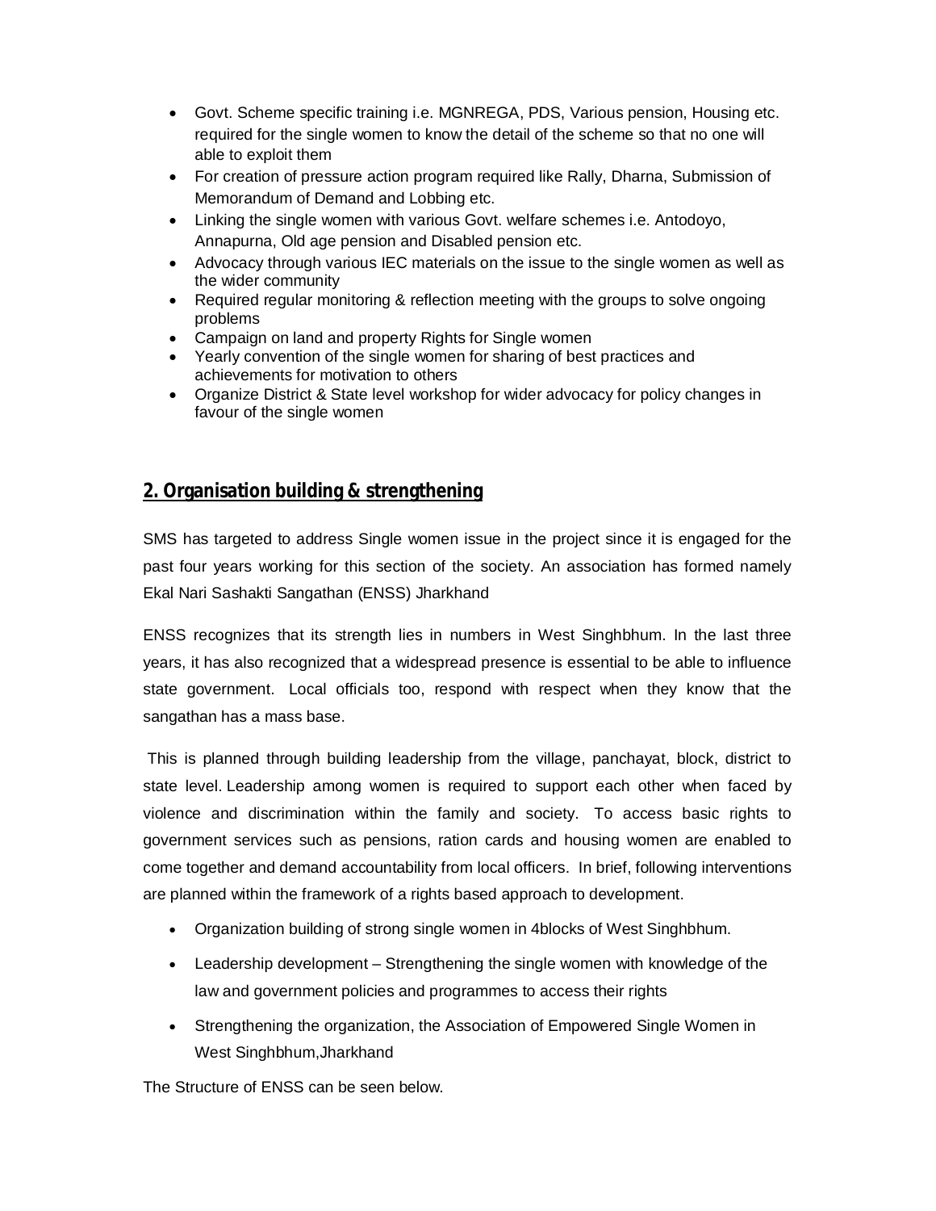- Govt. Scheme specific training i.e. MGNREGA, PDS, Various pension, Housing etc. required for the single women to know the detail of the scheme so that no one will able to exploit them
- For creation of pressure action program required like Rally, Dharna, Submission of Memorandum of Demand and Lobbing etc.
- Linking the single women with various Govt. welfare schemes i.e. Antodoyo, Annapurna, Old age pension and Disabled pension etc.
- Advocacy through various IEC materials on the issue to the single women as well as the wider community
- Required regular monitoring & reflection meeting with the groups to solve ongoing problems
- Campaign on land and property Rights for Single women
- Yearly convention of the single women for sharing of best practices and achievements for motivation to others
- Organize District & State level workshop for wider advocacy for policy changes in favour of the single women

## 2. Organisation building & strengthening

SMS has targeted to address Single women issue in the project since it is engaged for the past four years working for this section of the society. An association has formed namely Ekal Nari Sashakti Sangathan (ENSS) Jharkhand

ENSS recognizes that its strength lies in numbers in West Singhbhum. In the last three years, it has also recognized that a widespread presence is essential to be able to influence state government. Local officials too, respond with respect when they know that the sangathan has a mass base.

This is planned through building leadership from the village, panchayat, block, district to state level. Leadership among women is required to support each other when faced by violence and discrimination within the family and society. To access basic rights to government services such as pensions, ration cards and housing women are enabled to come together and demand accountability from local officers. In brief, following interventions are planned within the framework of a rights based approach to development.

- Organization building of strong single women in 4blocks of West Singhbhum.
- Leadership development – Strengthening the single women with knowledge of the law and government policies and programmes to access their rights
- Strengthening the organization, the Association of Empowered Single Women in West Singhbhum,Jharkhand

The Structure of ENSS can be seen below.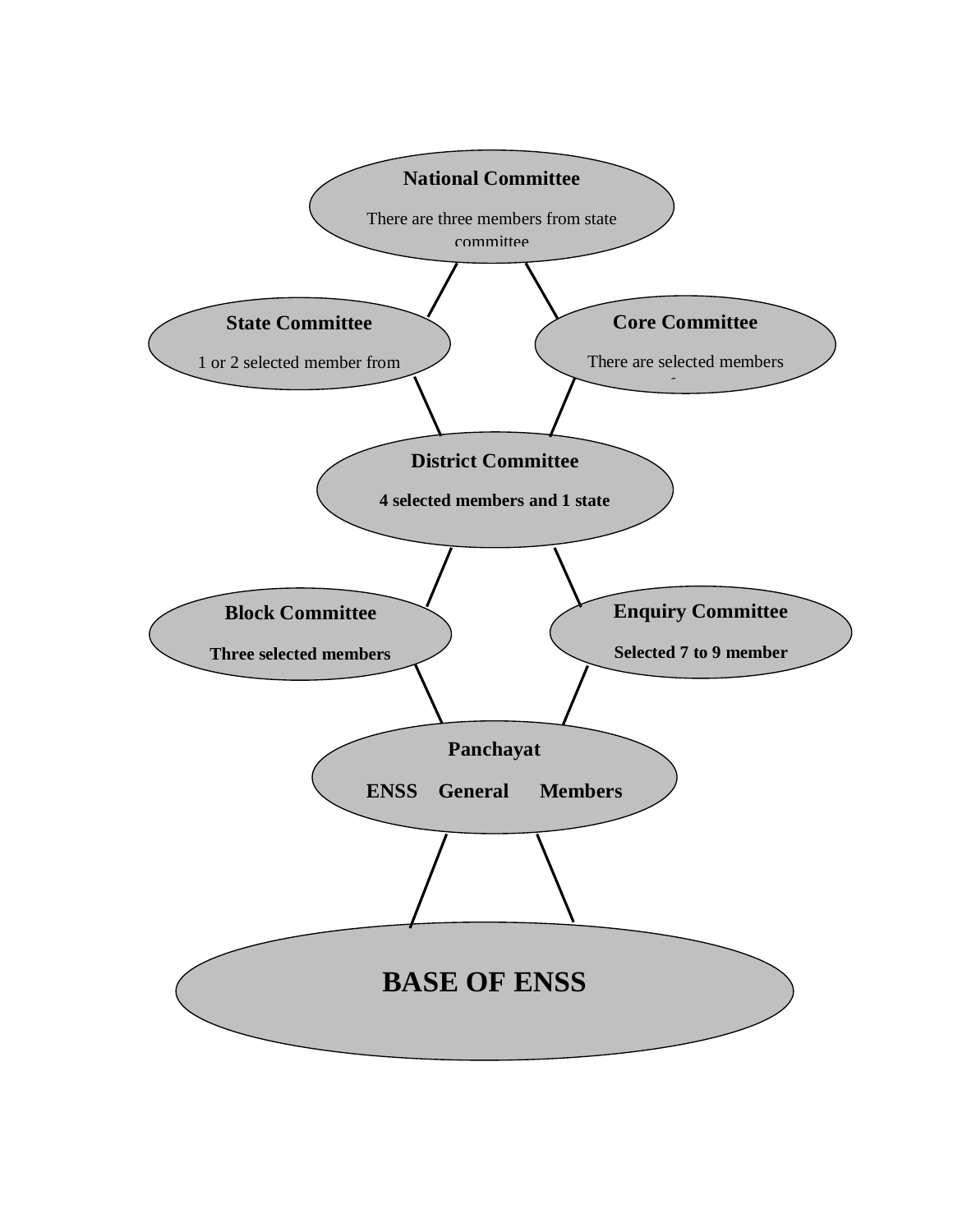**National Committee**

There are three members from state committee

**State Committee**

1 or 2 selected member from

**Core Committee**

There are selected members

**District Committee**

**4 selected members and 1 state**

**Block Committee**

**Three selected members**

**Enquiry Committee**

**Selected 7 to 9 member**

**Panchayat**

**ENSS General Members**

**BASE OF ENSS**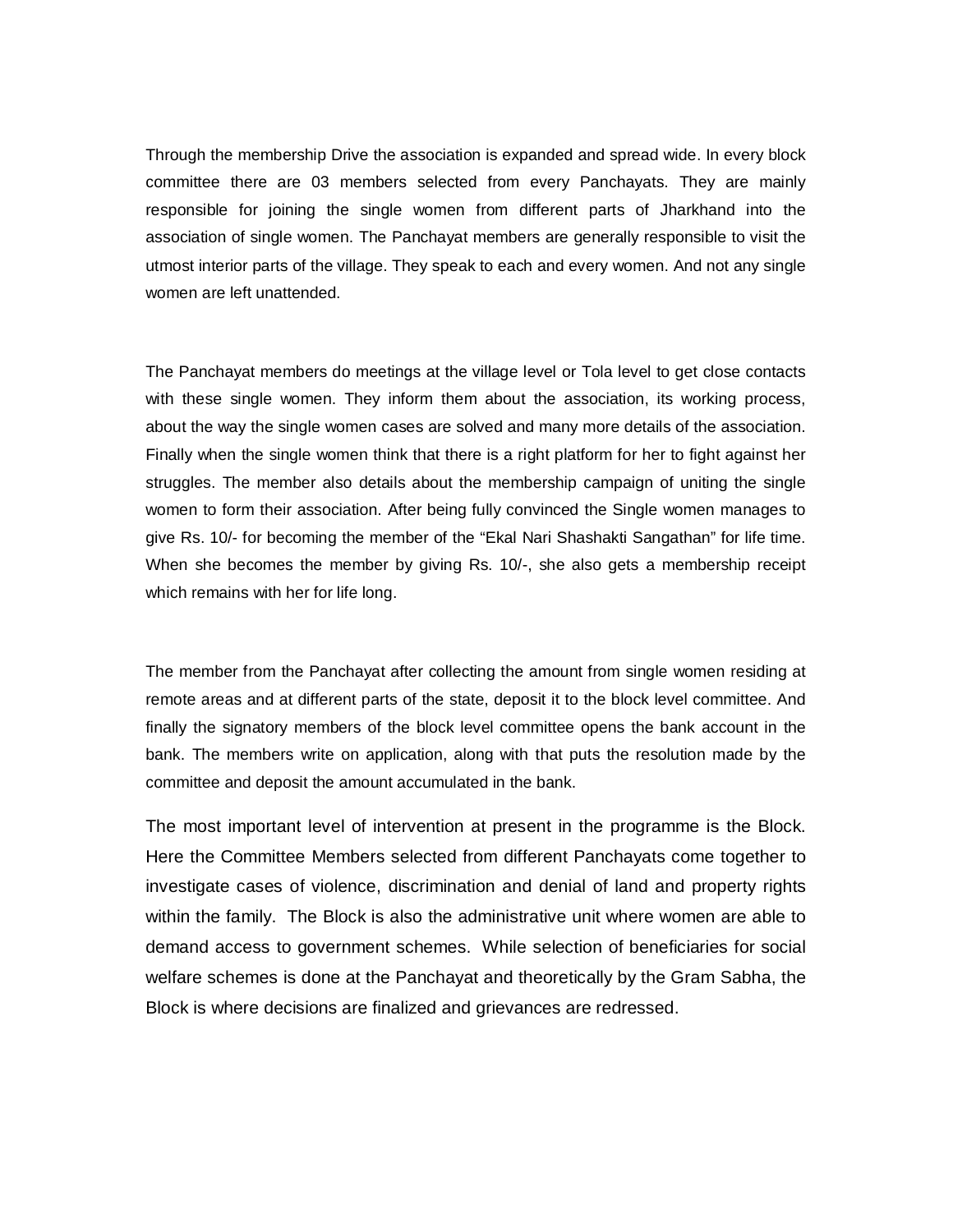Through the membership Drive the association is expanded and spread wide. In every block committee there are 03 members selected from every Panchayats. They are mainly responsible for joining the single women from different parts of Jharkhand into the association of single women. The Panchayat members are generally responsible to visit the utmost interior parts of the village. They speak to each and every women. And not any single women are left unattended.

The Panchayat members do meetings at the village level or Tola level to get close contacts with these single women. They inform them about the association, its working process, about the way the single women cases are solved and many more details of the association. Finally when the single women think that there is a right platform for her to fight against her struggles. The member also details about the membership campaign of uniting the single women to form their association. After being fully convinced the Single women manages to give Rs. 10/- for becoming the member of the "Ekal Nari Shashakti Sangathan" for life time. When she becomes the member by giving Rs. 10/-, she also gets a membership receipt which remains with her for life long.

The member from the Panchayat after collecting the amount from single women residing at remote areas and at different parts of the state, deposit it to the block level committee. And finally the signatory members of the block level committee opens the bank account in the bank. The members write on application, along with that puts the resolution made by the committee and deposit the amount accumulated in the bank.

The most important level of intervention at present in the programme is the Block. Here the Committee Members selected from different Panchayats come together to investigate cases of violence, discrimination and denial of land and property rights within the family. The Block is also the administrative unit where women are able to demand access to government schemes. While selection of beneficiaries for social welfare schemes is done at the Panchayat and theoretically by the Gram Sabha, the Block is where decisions are finalized and grievances are redressed.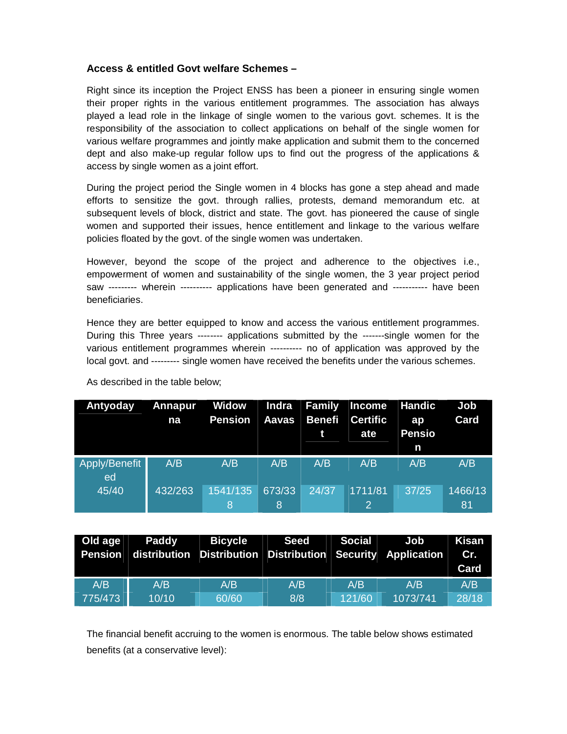**Access & entitled Govt welfare Schemes –**

Right since its inception the Project ENSS has been a pioneer in ensuring single women their proper rights in the various entitlement programmes. The association has always played a lead role in the linkage of single women to the various govt. schemes. It is the responsibility of the association to collect applications on behalf of the single women for various welfare programmes and jointly make application and submit them to the concerned dept and also make-up regular follow ups to find out the progress of the applications & access by single women as a joint effort.

During the project period the Single women in 4 blocks has gone a step ahead and made efforts to sensitize the govt. through rallies, protests, demand memorandum etc. at subsequent levels of block, district and state. The govt. has pioneered the cause of single women and supported their issues, hence entitlement and linkage to the various welfare policies floated by the govt. of the single women was undertaken.

However, beyond the scope of the project and adherence to the objectives i.e., empowerment of women and sustainability of the single women, the 3 year project period saw --------- wherein ---------- applications have been generated and ----------- have been beneficiaries.

Hence they are better equipped to know and access the various entitlement programmes. During this Three years -------- applications submitted by the -------single women for the various entitlement programmes wherein ---------- no of application was approved by the local govt. and --------- single women have received the benefits under the various schemes.

As described in the table below;

| Antyoday | Annapurna | Widow Pension | Indra Aavas | Family Benefit | Income Certificate | Handicap Pension | Job Card |
|---|---|---|---|---|---|---|---|
| Apply/Benefited | A/B | A/B | A/B | A/B | A/B | A/B | A/B |
| 45/40 | 432/263 | 1541/1358 | 673/338 | 24/37 | 1711/812 | 37/25 | 1466/1381 |

| Old age Pension | Paddy distribution | Bicycle Distribution | Seed Distribution | Social Security | Job Application | Kisan Cr. Card |
|---|---|---|---|---|---|---|
| A/B | A/B | A/B | A/B | A/B | A/B | A/B |
| 775/473 | 10/10 | 60/60 | 8/8 | 121/60 | 1073/741 | 28/18 |

The financial benefit accruing to the women is enormous. The table below shows estimated benefits (at a conservative level):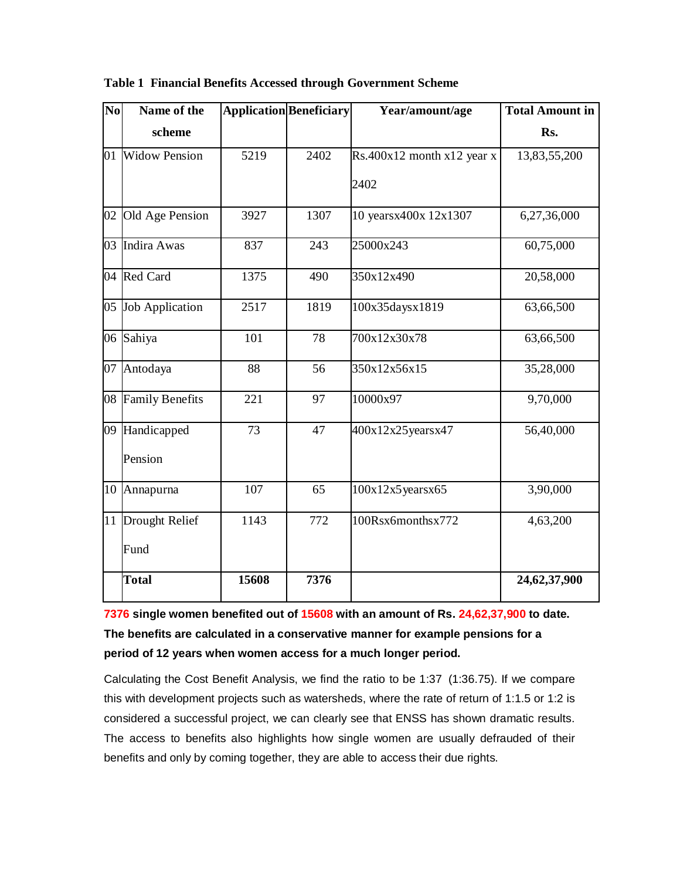**Table 1 Financial Benefits Accessed through Government Scheme**

| No | Name of the scheme | Application | Beneficiary | Year/amount/age | Total Amount in Rs. |
|---|---|---|---|---|---|
| 01 | Widow Pension | 5219 | 2402 | Rs.400x12 month x12 year x 2402 | 13,83,55,200 |
| 02 | Old Age Pension | 3927 | 1307 | 10 yearsx400x 12x1307 | 6,27,36,000 |
| 03 | Indira Awas | 837 | 243 | 25000x243 | 60,75,000 |
| 04 | Red Card | 1375 | 490 | 350x12x490 | 20,58,000 |
| 05 | Job Application | 2517 | 1819 | 100x35daysx1819 | 63,66,500 |
| 06 | Sahiya | 101 | 78 | 700x12x30x78 | 63,66,500 |
| 07 | Antodaya | 88 | 56 | 350x12x56x15 | 35,28,000 |
| 08 | Family Benefits | 221 | 97 | 10000x97 | 9,70,000 |
| 09 | Handicapped Pension | 73 | 47 | 400x12x25yearsx47 | 56,40,000 |
| 10 | Annapurna | 107 | 65 | 100x12x5yearsx65 | 3,90,000 |
| 11 | Drought Relief Fund | 1143 | 772 | 100Rsx6monthsx772 | 4,63,200 |
| | **Total** | **15608** | **7376** | | **24,62,37,900** |

**7376 single women benefited out of 15608 with an amount of Rs. 24,62,37,900 to date. The benefits are calculated in a conservative manner for example pensions for a period of 12 years when women access for a much longer period.**

Calculating the Cost Benefit Analysis, we find the ratio to be 1:37 (1:36.75). If we compare this with development projects such as watersheds, where the rate of return of 1:1.5 or 1:2 is considered a successful project, we can clearly see that ENSS has shown dramatic results. The access to benefits also highlights how single women are usually defrauded of their benefits and only by coming together, they are able to access their due rights.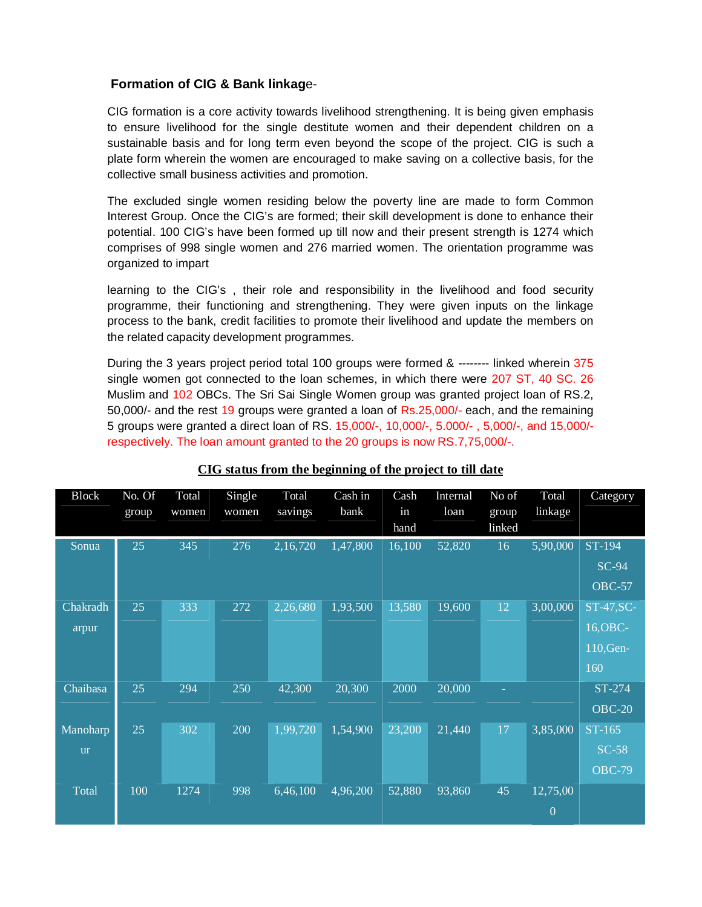**Formation of CIG & Bank linkage-**

CIG formation is a core activity towards livelihood strengthening. It is being given emphasis to ensure livelihood for the single destitute women and their dependent children on a sustainable basis and for long term even beyond the scope of the project. CIG is such a plate form wherein the women are encouraged to make saving on a collective basis, for the collective small business activities and promotion.

The excluded single women residing below the poverty line are made to form Common Interest Group. Once the CIG's are formed; their skill development is done to enhance their potential. 100 CIG's have been formed up till now and their present strength is 1274 which comprises of 998 single women and 276 married women. The orientation programme was organized to impart

learning to the CIG's , their role and responsibility in the livelihood and food security programme, their functioning and strengthening. They were given inputs on the linkage process to the bank, credit facilities to promote their livelihood and update the members on the related capacity development programmes.

During the 3 years project period total 100 groups were formed & -------- linked wherein 375 single women got connected to the loan schemes, in which there were 207 ST, 40 SC. 26 Muslim and 102 OBCs. The Sri Sai Single Women group was granted project loan of RS.2, 50,000/- and the rest 19 groups were granted a loan of Rs.25,000/- each, and the remaining 5 groups were granted a direct loan of RS. 15,000/-, 10,000/-, 5.000/- , 5,000/-, and 15,000/- respectively. The loan amount granted to the 20 groups is now RS.7,75,000/-.

**CIG status from the beginning of the project to till date**

| Block | No. Of group | Total women | Single women | Total savings | Cash in bank | Cash in hand | Internal loan | No of group linked | Total linkage | Category |
|---|---|---|---|---|---|---|---|---|---|---|
| Sonua | 25 | 345 | 276 | 2,16,720 | 1,47,800 | 16,100 | 52,820 | 16 | 5,90,000 | ST-194 SC-94 OBC-57 |
| Chakradharpur | 25 | 333 | 272 | 2,26,680 | 1,93,500 | 13,580 | 19,600 | 12 | 3,00,000 | ST-47,SC-16,OBC-110,Gen-160 |
| Chaibasa | 25 | 294 | 250 | 42,300 | 20,300 | 2000 | 20,000 | - | | ST-274 OBC-20 |
| Manoharpur | 25 | 302 | 200 | 1,99,720 | 1,54,900 | 23,200 | 21,440 | 17 | 3,85,000 | ST-165 SC-58 OBC-79 |
| Total | 100 | 1274 | 998 | 6,46,100 | 4,96,200 | 52,880 | 93,860 | 45 | 12,75,000 | |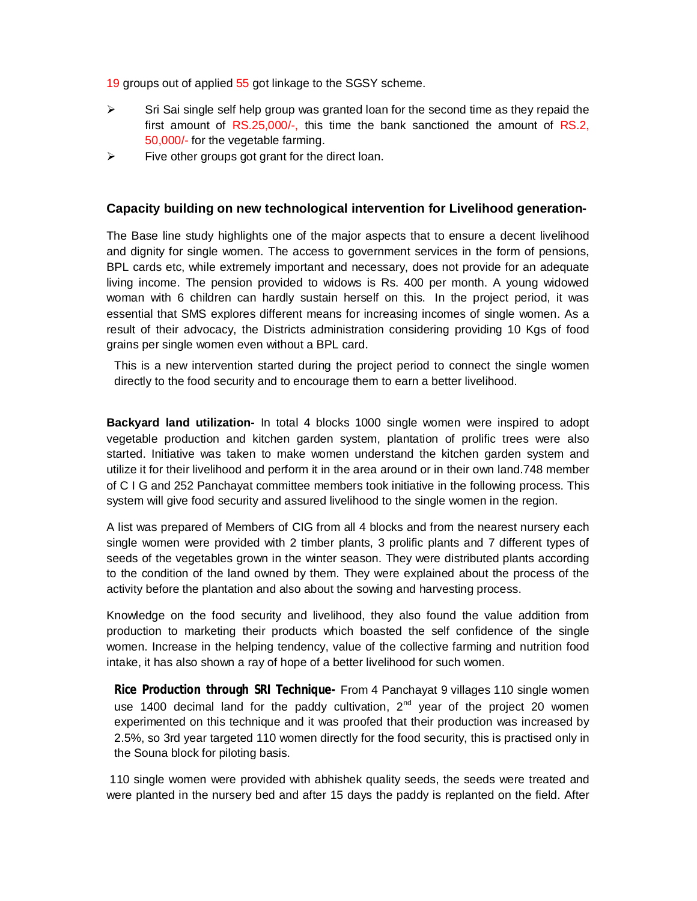19 groups out of applied 55 got linkage to the SGSY scheme.

- Sri Sai single self help group was granted loan for the second time as they repaid the first amount of RS.25,000/-, this time the bank sanctioned the amount of RS.2, 50,000/- for the vegetable farming.
- Five other groups got grant for the direct loan.

### Capacity building on new technological intervention for Livelihood generation-

The Base line study highlights one of the major aspects that to ensure a decent livelihood and dignity for single women. The access to government services in the form of pensions, BPL cards etc, while extremely important and necessary, does not provide for an adequate living income. The pension provided to widows is Rs. 400 per month. A young widowed woman with 6 children can hardly sustain herself on this. In the project period, it was essential that SMS explores different means for increasing incomes of single women. As a result of their advocacy, the Districts administration considering providing 10 Kgs of food grains per single women even without a BPL card.

This is a new intervention started during the project period to connect the single women directly to the food security and to encourage them to earn a better livelihood.

**Backyard land utilization-** In total 4 blocks 1000 single women were inspired to adopt vegetable production and kitchen garden system, plantation of prolific trees were also started. Initiative was taken to make women understand the kitchen garden system and utilize it for their livelihood and perform it in the area around or in their own land.748 member of C I G and 252 Panchayat committee members took initiative in the following process. This system will give food security and assured livelihood to the single women in the region.

A list was prepared of Members of CIG from all 4 blocks and from the nearest nursery each single women were provided with 2 timber plants, 3 prolific plants and 7 different types of seeds of the vegetables grown in the winter season. They were distributed plants according to the condition of the land owned by them. They were explained about the process of the activity before the plantation and also about the sowing and harvesting process.

Knowledge on the food security and livelihood, they also found the value addition from production to marketing their products which boasted the self confidence of the single women. Increase in the helping tendency, value of the collective farming and nutrition food intake, it has also shown a ray of hope of a better livelihood for such women.

**Rice Production through SRI Technique-** From 4 Panchayat 9 villages 110 single women use 1400 decimal land for the paddy cultivation, 2nd year of the project 20 women experimented on this technique and it was proofed that their production was increased by 2.5%, so 3rd year targeted 110 women directly for the food security, this is practised only in the Souna block for piloting basis.

110 single women were provided with abhishek quality seeds, the seeds were treated and were planted in the nursery bed and after 15 days the paddy is replanted on the field. After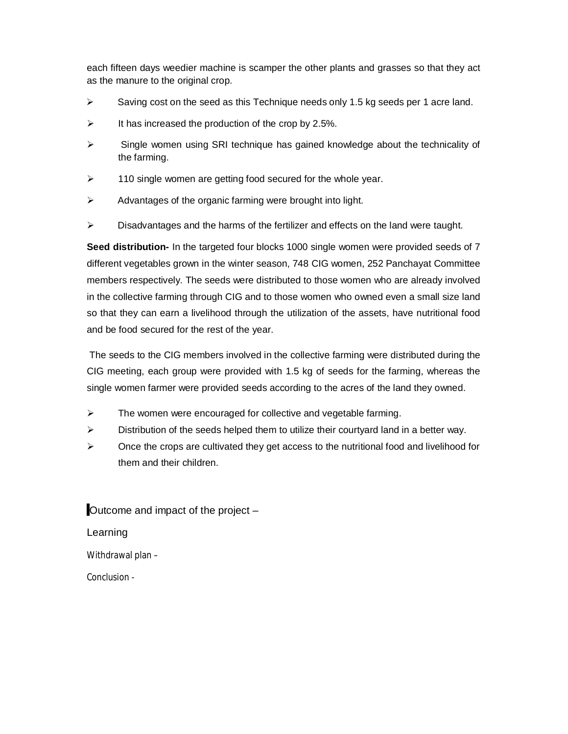each fifteen days weedier machine is scamper the other plants and grasses so that they act as the manure to the original crop.

- Saving cost on the seed as this Technique needs only 1.5 kg seeds per 1 acre land.
- It has increased the production of the crop by 2.5%.
- Single women using SRI technique has gained knowledge about the technicality of the farming.
- 110 single women are getting food secured for the whole year.
- Advantages of the organic farming were brought into light.
- Disadvantages and the harms of the fertilizer and effects on the land were taught.

**Seed distribution-** In the targeted four blocks 1000 single women were provided seeds of 7 different vegetables grown in the winter season, 748 CIG women, 252 Panchayat Committee members respectively. The seeds were distributed to those women who are already involved in the collective farming through CIG and to those women who owned even a small size land so that they can earn a livelihood through the utilization of the assets, have nutritional food and be food secured for the rest of the year.

The seeds to the CIG members involved in the collective farming were distributed during the CIG meeting, each group were provided with 1.5 kg of seeds for the farming, whereas the single women farmer were provided seeds according to the acres of the land they owned.

- The women were encouraged for collective and vegetable farming.
- Distribution of the seeds helped them to utilize their courtyard land in a better way.
- Once the crops are cultivated they get access to the nutritional food and livelihood for them and their children.

## Outcome and impact of the project –

Learning

Withdrawal plan –

Conclusion -